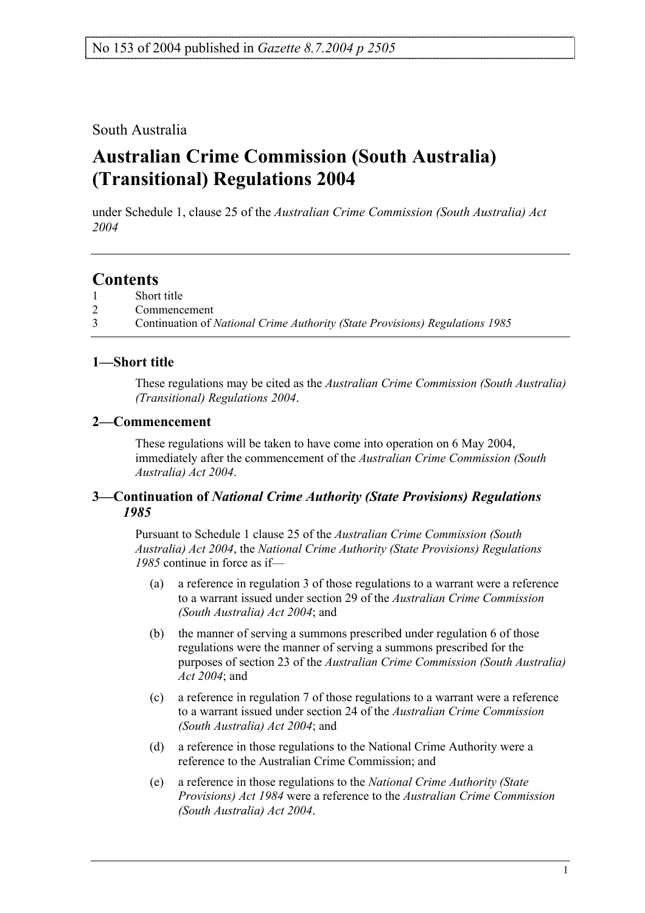No 153 of 2004 published in *Gazette 8.7.2004 p 2505*

South Australia

# Australian Crime Commission (South Australia) (Transitional) Regulations 2004

under Schedule 1, clause 25 of the *Australian Crime Commission (South Australia) Act 2004*

## Contents

1 Short title
2 Commencement
3 Continuation of *National Crime Authority (State Provisions) Regulations 1985*

### 1—Short title

These regulations may be cited as the *Australian Crime Commission (South Australia) (Transitional) Regulations 2004*.

### 2—Commencement

These regulations will be taken to have come into operation on 6 May 2004, immediately after the commencement of the *Australian Crime Commission (South Australia) Act 2004*.

### 3—Continuation of *National Crime Authority (State Provisions) Regulations 1985*

Pursuant to Schedule 1 clause 25 of the *Australian Crime Commission (South Australia) Act 2004*, the *National Crime Authority (State Provisions) Regulations 1985* continue in force as if—

(a) a reference in regulation 3 of those regulations to a warrant were a reference to a warrant issued under section 29 of the *Australian Crime Commission (South Australia) Act 2004*; and

(b) the manner of serving a summons prescribed under regulation 6 of those regulations were the manner of serving a summons prescribed for the purposes of section 23 of the *Australian Crime Commission (South Australia) Act 2004*; and

(c) a reference in regulation 7 of those regulations to a warrant were a reference to a warrant issued under section 24 of the *Australian Crime Commission (South Australia) Act 2004*; and

(d) a reference in those regulations to the National Crime Authority were a reference to the Australian Crime Commission; and

(e) a reference in those regulations to the *National Crime Authority (State Provisions) Act 1984* were a reference to the *Australian Crime Commission (South Australia) Act 2004*.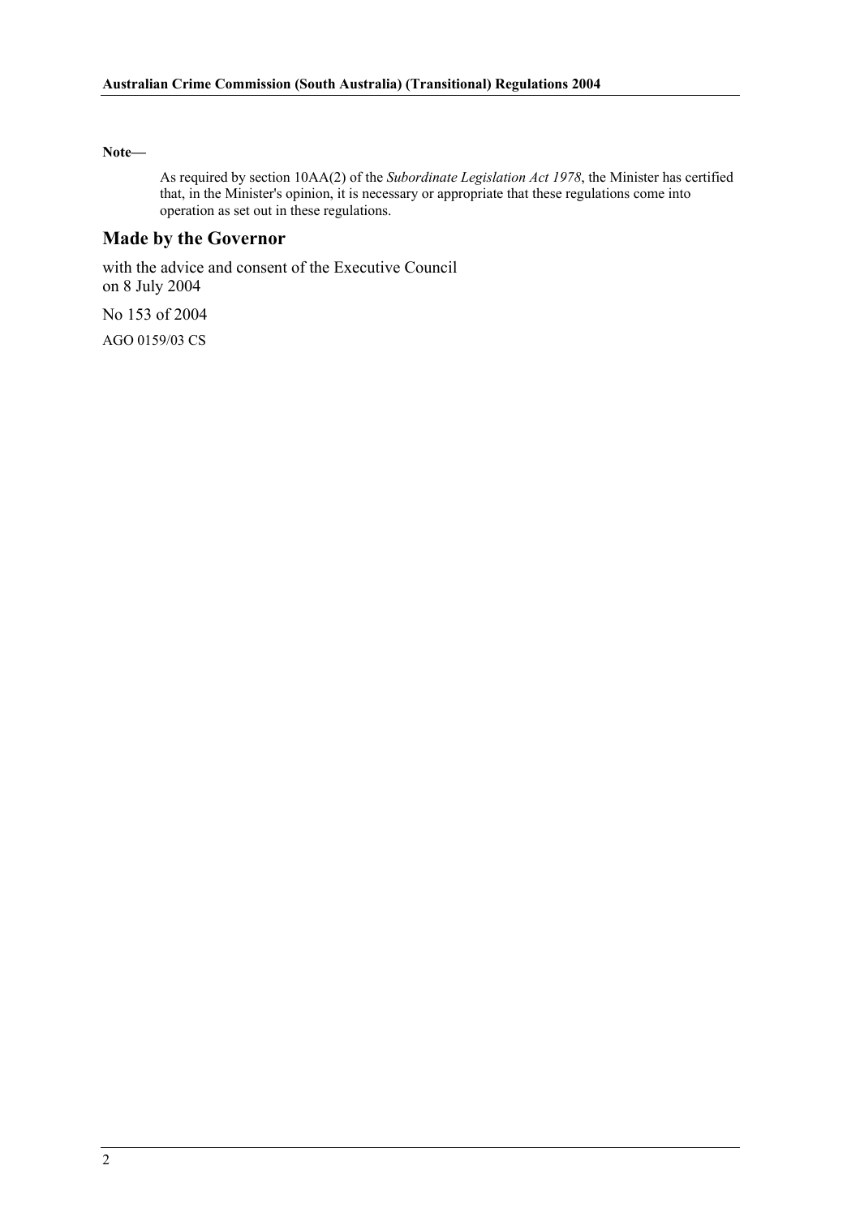**Note—**

As required by section 10AA(2) of the *Subordinate Legislation Act 1978*, the Minister has certified that, in the Minister's opinion, it is necessary or appropriate that these regulations come into operation as set out in these regulations.

## Made by the Governor

with the advice and consent of the Executive Council on 8 July 2004

No 153 of 2004

AGO 0159/03 CS